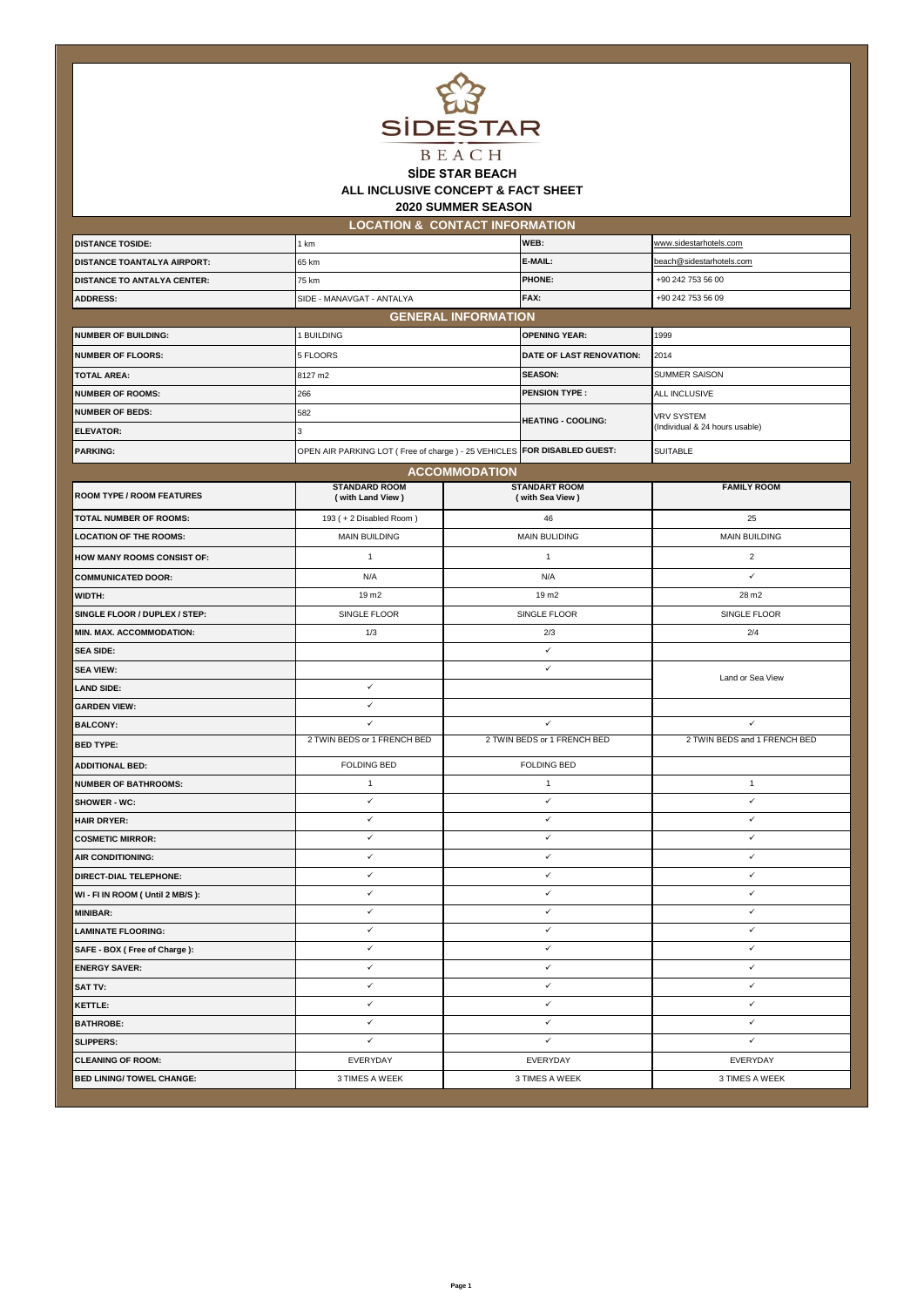# SİDE STAR BEACH

## ALL INCLUSIVE CONCEPT & FACT SHEET

## 2020 SUMMER SEASON

### LOCATION & CONTACT INFORMATION

| | | | |
|---|---|---|---|
| **DISTANCE TOSIDE:** | 1 km | **WEB:** | www.sidestarhotels.com |
| **DISTANCE TOANTALYA AIRPORT:** | 65 km | **E-MAIL:** | beach@sidestarhotels.com |
| **DISTANCE TO ANTALYA CENTER:** | 75 km | **PHONE:** | +90 242 753 56 00 |
| **ADDRESS:** | SIDE - MANAVGAT - ANTALYA | **FAX:** | +90 242 753 56 09 |

### GENERAL INFORMATION

| | | | |
|---|---|---|---|
| **NUMBER OF BUILDING:** | 1 BUILDING | **OPENING YEAR:** | 1999 |
| **NUMBER OF FLOORS:** | 5 FLOORS | **DATE OF LAST RENOVATION:** | 2014 |
| **TOTAL AREA:** | 8127 m2 | **SEASON:** | SUMMER SAISON |
| **NUMBER OF ROOMS:** | 266 | **PENSION TYPE :** | ALL INCLUSIVE |
| **NUMBER OF BEDS:** | 582 | **HEATING - COOLING:** | VRV SYSTEM (Individual & 24 hours usable) |
| **ELEVATOR:** | 3 | | |
| **PARKING:** | OPEN AIR PARKING LOT ( Free of charge ) - 25 VEHICLES | **FOR DISABLED GUEST:** | SUITABLE |

### ACCOMMODATION

| ROOM TYPE / ROOM FEATURES | STANDARD ROOM ( with Land View ) | STANDART ROOM ( with Sea View ) | FAMILY ROOM |
|---|---|---|---|
| **TOTAL NUMBER OF ROOMS:** | 193 ( + 2 Disabled Room ) | 46 | 25 |
| **LOCATION OF THE ROOMS:** | MAIN BUILDING | MAIN BULIDING | MAIN BUILDING |
| **HOW MANY ROOMS CONSIST OF:** | 1 | 1 | 2 |
| **COMMUNICATED DOOR:** | N/A | N/A | ✓ |
| **WIDTH:** | 19 m2 | 19 m2 | 28 m2 |
| **SINGLE FLOOR / DUPLEX / STEP:** | SINGLE FLOOR | SINGLE FLOOR | SINGLE FLOOR |
| **MIN. MAX. ACCOMMODATION:** | 1/3 | 2/3 | 2/4 |
| **SEA SIDE:** | | ✓ | |
| **SEA VIEW:** | | ✓ | Land or Sea View |
| **LAND SIDE:** | ✓ | | |
| **GARDEN VIEW:** | ✓ | | |
| **BALCONY:** | ✓ | ✓ | ✓ |
| **BED TYPE:** | 2 TWIN BEDS or 1 FRENCH BED | 2 TWIN BEDS or 1 FRENCH BED | 2 TWIN BEDS and 1 FRENCH BED |
| **ADDITIONAL BED:** | FOLDING BED | FOLDING BED | |
| **NUMBER OF BATHROOMS:** | 1 | 1 | 1 |
| **SHOWER - WC:** | ✓ | ✓ | ✓ |
| **HAIR DRYER:** | ✓ | ✓ | ✓ |
| **COSMETIC MIRROR:** | ✓ | ✓ | ✓ |
| **AIR CONDITIONING:** | ✓ | ✓ | ✓ |
| **DIRECT-DIAL TELEPHONE:** | ✓ | ✓ | ✓ |
| **WI - FI IN ROOM ( Until 2 MB/S ):** | ✓ | ✓ | ✓ |
| **MINIBAR:** | ✓ | ✓ | ✓ |
| **LAMINATE FLOORING:** | ✓ | ✓ | ✓ |
| **SAFE - BOX ( Free of Charge ):** | ✓ | ✓ | ✓ |
| **ENERGY SAVER:** | ✓ | ✓ | ✓ |
| **SAT TV:** | ✓ | ✓ | ✓ |
| **KETTLE:** | ✓ | ✓ | ✓ |
| **BATHROBE:** | ✓ | ✓ | ✓ |
| **SLIPPERS:** | ✓ | ✓ | ✓ |
| **CLEANING OF ROOM:** | EVERYDAY | EVERYDAY | EVERYDAY |
| **BED LINING/ TOWEL CHANGE:** | 3 TIMES A WEEK | 3 TIMES A WEEK | 3 TIMES A WEEK |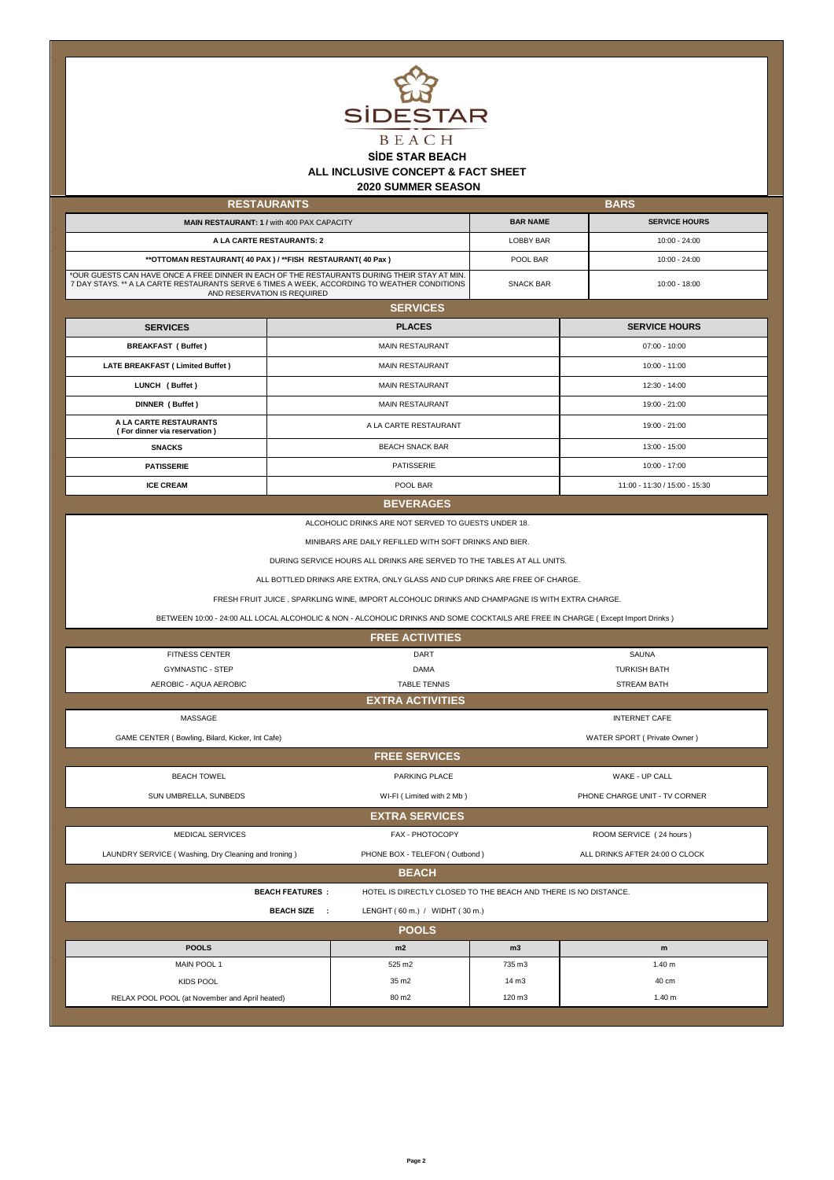# SİDE STAR BEACH

## ALL INCLUSIVE CONCEPT & FACT SHEET

## 2020 SUMMER SEASON

## RESTAURANTS / BARS

| RESTAURANTS | BAR NAME | SERVICE HOURS |
|---|---|---|
| **MAIN RESTAURANT: 1 /** with 400 PAX CAPACITY | | |
| **A LA CARTE RESTAURANTS: 2** | LOBBY BAR | 10:00 - 24:00 |
| **\*\*OTTOMAN RESTAURANT( 40 PAX ) / \*\*FISH RESTAURANT( 40 Pax )** | POOL BAR | 10:00 - 24:00 |
| *OUR GUESTS CAN HAVE ONCE A FREE DINNER IN EACH OF THE RESTAURANTS DURING THEIR STAY AT MIN. 7 DAY STAYS. ** A LA CARTE RESTAURANTS SERVE 6 TIMES A WEEK, ACCORDING TO WEATHER CONDITIONS AND RESERVATION IS REQUIRED | SNACK BAR | 10:00 - 18:00 |

## SERVICES

| SERVICES | PLACES | SERVICE HOURS |
|---|---|---|
| **BREAKFAST ( Buffet )** | MAIN RESTAURANT | 07:00 - 10:00 |
| **LATE BREAKFAST ( Limited Buffet )** | MAIN RESTAURANT | 10:00 - 11:00 |
| **LUNCH ( Buffet )** | MAIN RESTAURANT | 12:30 - 14:00 |
| **DINNER ( Buffet )** | MAIN RESTAURANT | 19:00 - 21:00 |
| **A LA CARTE RESTAURANTS ( For dinner via reservation )** | A LA CARTE RESTAURANT | 19:00 - 21:00 |
| **SNACKS** | BEACH SNACK BAR | 13:00 - 15:00 |
| **PATISSERIE** | PATISSERIE | 10:00 - 17:00 |
| **ICE CREAM** | POOL BAR | 11:00 - 11:30 / 15:00 - 15:30 |

## BEVERAGES

ALCOHOLIC DRINKS ARE NOT SERVED TO GUESTS UNDER 18.

MINIBARS ARE DAILY REFILLED WITH SOFT DRINKS AND BIER.

DURING SERVICE HOURS ALL DRINKS ARE SERVED TO THE TABLES AT ALL UNITS.

ALL BOTTLED DRINKS ARE EXTRA, ONLY GLASS AND CUP DRINKS ARE FREE OF CHARGE.

FRESH FRUIT JUICE , SPARKLING WINE, IMPORT ALCOHOLIC DRINKS AND CHAMPAGNE IS WITH EXTRA CHARGE.

BETWEEN 10:00 - 24:00 ALL LOCAL ALCOHOLIC & NON - ALCOHOLIC DRINKS AND SOME COCKTAILS ARE FREE IN CHARGE ( Except Import Drinks )

## FREE ACTIVITIES

| | | |
|---|---|---|
| FITNESS CENTER | DART | SAUNA |
| GYMNASTIC - STEP | DAMA | TURKISH BATH |
| AEROBIC - AQUA AEROBIC | TABLE TENNIS | STREAM BATH |

## EXTRA ACTIVITIES

| | |
|---|---|
| MASSAGE | INTERNET CAFE |
| GAME CENTER ( Bowling, Bilard, Kicker, Int Cafe) | WATER SPORT ( Private Owner ) |

## FREE SERVICES

| | | |
|---|---|---|
| BEACH TOWEL | PARKING PLACE | WAKE - UP CALL |
| SUN UMBRELLA, SUNBEDS | WI-FI ( Limited with 2 Mb ) | PHONE CHARGE UNIT - TV CORNER |

## EXTRA SERVICES

| | | |
|---|---|---|
| MEDICAL SERVICES | FAX - PHOTOCOPY | ROOM SERVICE ( 24 hours ) |
| LAUNDRY SERVICE ( Washing, Dry Cleaning and Ironing ) | PHONE BOX - TELEFON ( Outbond ) | ALL DRINKS AFTER 24:00 O CLOCK |

## BEACH

**BEACH FEATURES :** HOTEL IS DIRECTLY CLOSED TO THE BEACH AND THERE IS NO DISTANCE.

**BEACH SIZE :** LENGHT ( 60 m.) / WIDHT ( 30 m.)

## POOLS

| POOLS | m2 | m3 | m |
|---|---|---|---|
| MAIN POOL 1 | 525 m2 | 735 m3 | 1.40 m |
| KIDS POOL | 35 m2 | 14 m3 | 40 cm |
| RELAX POOL POOL (at November and April heated) | 80 m2 | 120 m3 | 1.40 m |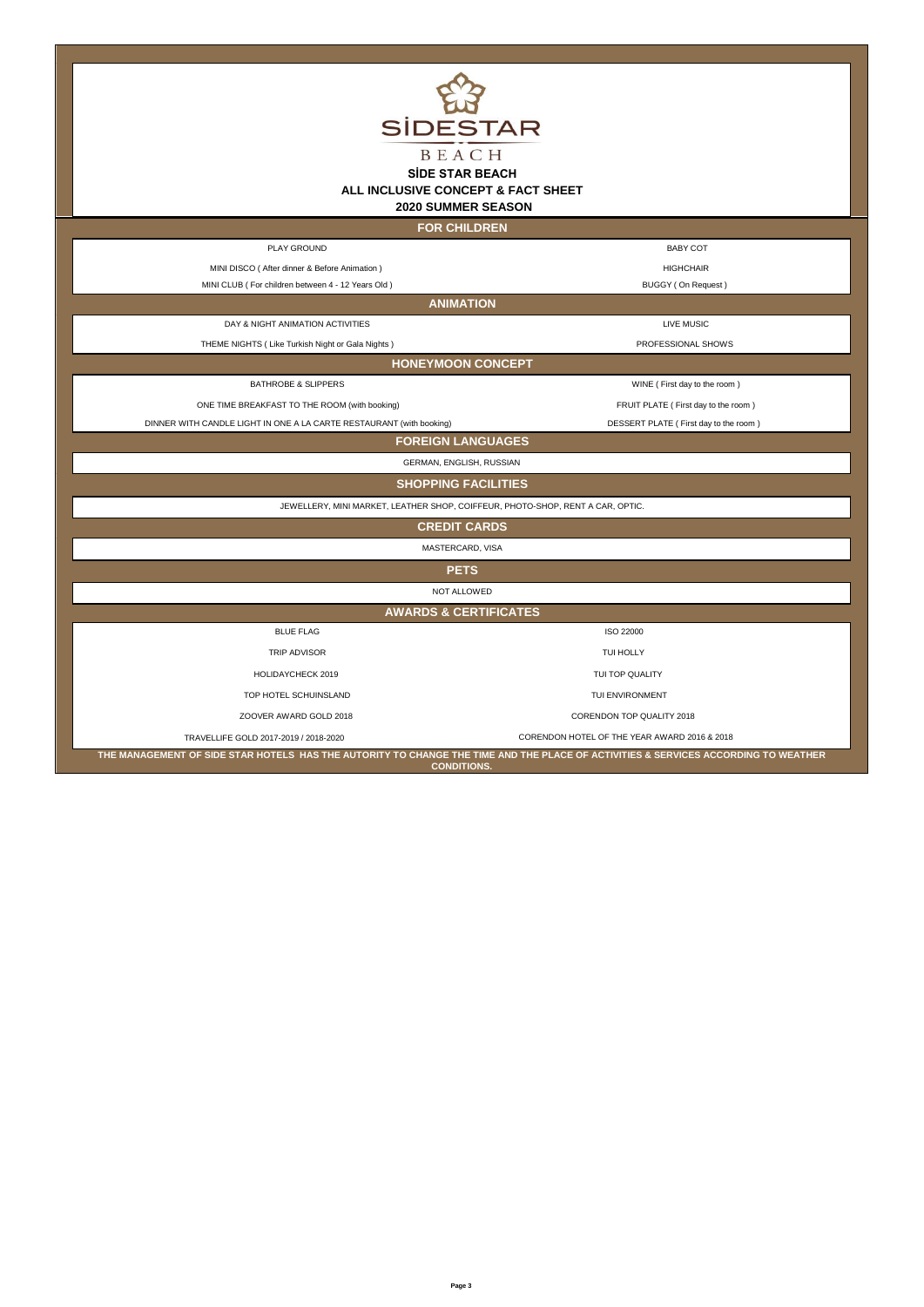SİDESTAR BEACH

# SİDE STAR BEACH

## ALL INCLUSIVE CONCEPT & FACT SHEET

## 2020 SUMMER SEASON

### FOR CHILDREN

| | |
|---|---|
| PLAY GROUND | BABY COT |
| MINI DISCO ( After dinner & Before Animation ) | HIGHCHAIR |
| MINI CLUB ( For children between 4 - 12 Years Old ) | BUGGY ( On Request ) |

### ANIMATION

| | |
|---|---|
| DAY & NIGHT ANIMATION ACTIVITIES | LIVE MUSIC |
| THEME NIGHTS ( Like Turkish Night or Gala Nights ) | PROFESSIONAL SHOWS |

### HONEYMOON CONCEPT

| | |
|---|---|
| BATHROBE & SLIPPERS | WINE ( First day to the room ) |
| ONE TIME BREAKFAST TO THE ROOM (with booking) | FRUIT PLATE ( First day to the room ) |
| DINNER WITH CANDLE LIGHT IN ONE A LA CARTE RESTAURANT (with booking) | DESSERT PLATE ( First day to the room ) |

### FOREIGN LANGUAGES

GERMAN, ENGLISH, RUSSIAN

### SHOPPING FACILITIES

JEWELLERY, MINI MARKET, LEATHER SHOP, COIFFEUR, PHOTO-SHOP, RENT A CAR, OPTIC.

### CREDIT CARDS

MASTERCARD, VISA

### PETS

NOT ALLOWED

### AWARDS & CERTIFICATES

| | |
|---|---|
| BLUE FLAG | ISO 22000 |
| TRIP ADVISOR | TUI HOLLY |
| HOLIDAYCHECK 2019 | TUI TOP QUALITY |
| TOP HOTEL SCHUINSLAND | TUI ENVIRONMENT |
| ZOOVER AWARD GOLD 2018 | CORENDON TOP QUALITY 2018 |
| TRAVELLIFE GOLD 2017-2019 / 2018-2020 | CORENDON HOTEL OF THE YEAR AWARD 2016 & 2018 |

**THE MANAGEMENT OF SIDE STAR HOTELS HAS THE AUTORITY TO CHANGE THE TIME AND THE PLACE OF ACTIVITIES & SERVICES ACCORDING TO WEATHER CONDITIONS.**